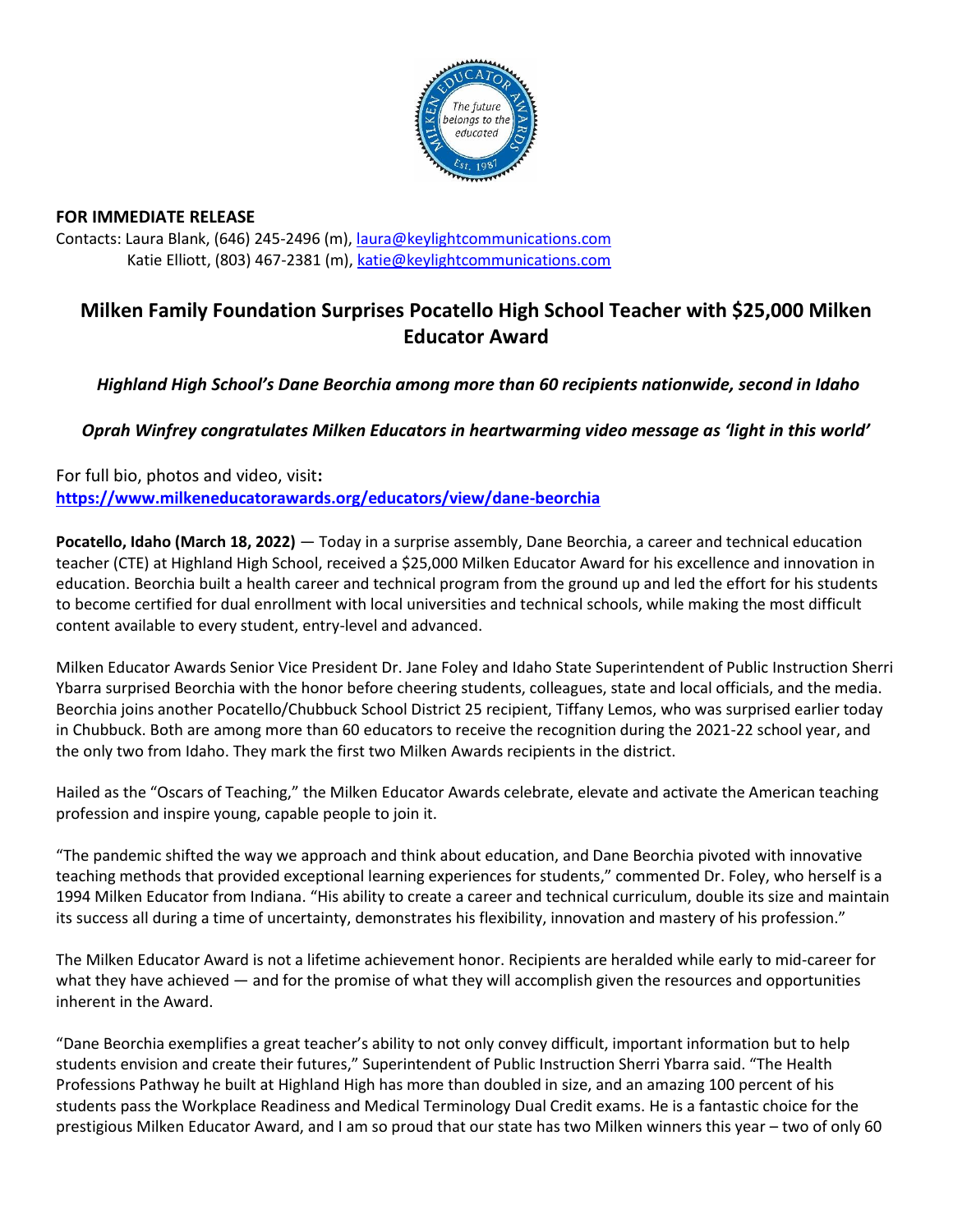**FOR IMMEDIATE RELEASE**

Contacts: Laura Blank, (646) 245-2496 (m), laura@keylightcommunications.com
Katie Elliott, (803) 467-2381 (m), katie@keylightcommunications.com

# Milken Family Foundation Surprises Pocatello High School Teacher with $25,000 Milken Educator Award

***Highland High School's Dane Beorchia among more than 60 recipients nationwide, second in Idaho***

***Oprah Winfrey congratulates Milken Educators in heartwarming video message as 'light in this world'***

For full bio, photos and video, visit**:**
**https://www.milkeneducatorawards.org/educators/view/dane-beorchia**

**Pocatello, Idaho (March 18, 2022)** — Today in a surprise assembly, Dane Beorchia, a career and technical education teacher (CTE) at Highland High School, received a $25,000 Milken Educator Award for his excellence and innovation in education. Beorchia built a health career and technical program from the ground up and led the effort for his students to become certified for dual enrollment with local universities and technical schools, while making the most difficult content available to every student, entry-level and advanced.

Milken Educator Awards Senior Vice President Dr. Jane Foley and Idaho State Superintendent of Public Instruction Sherri Ybarra surprised Beorchia with the honor before cheering students, colleagues, state and local officials, and the media. Beorchia joins another Pocatello/Chubbuck School District 25 recipient, Tiffany Lemos, who was surprised earlier today in Chubbuck. Both are among more than 60 educators to receive the recognition during the 2021-22 school year, and the only two from Idaho. They mark the first two Milken Awards recipients in the district.

Hailed as the "Oscars of Teaching," the Milken Educator Awards celebrate, elevate and activate the American teaching profession and inspire young, capable people to join it.

"The pandemic shifted the way we approach and think about education, and Dane Beorchia pivoted with innovative teaching methods that provided exceptional learning experiences for students," commented Dr. Foley, who herself is a 1994 Milken Educator from Indiana. "His ability to create a career and technical curriculum, double its size and maintain its success all during a time of uncertainty, demonstrates his flexibility, innovation and mastery of his profession."

The Milken Educator Award is not a lifetime achievement honor. Recipients are heralded while early to mid-career for what they have achieved — and for the promise of what they will accomplish given the resources and opportunities inherent in the Award.

"Dane Beorchia exemplifies a great teacher's ability to not only convey difficult, important information but to help students envision and create their futures," Superintendent of Public Instruction Sherri Ybarra said. "The Health Professions Pathway he built at Highland High has more than doubled in size, and an amazing 100 percent of his students pass the Workplace Readiness and Medical Terminology Dual Credit exams. He is a fantastic choice for the prestigious Milken Educator Award, and I am so proud that our state has two Milken winners this year – two of only 60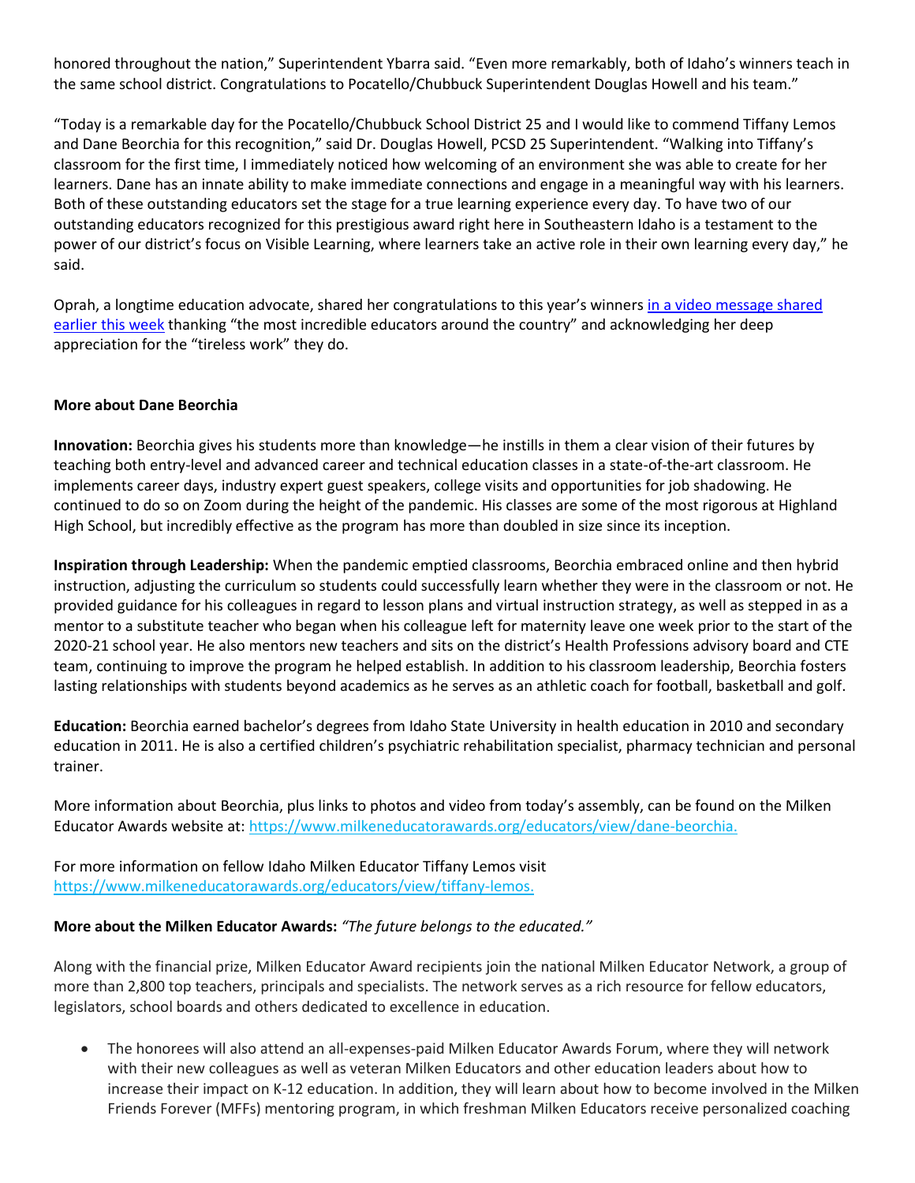honored throughout the nation," Superintendent Ybarra said. "Even more remarkably, both of Idaho's winners teach in the same school district. Congratulations to Pocatello/Chubbuck Superintendent Douglas Howell and his team."

"Today is a remarkable day for the Pocatello/Chubbuck School District 25 and I would like to commend Tiffany Lemos and Dane Beorchia for this recognition," said Dr. Douglas Howell, PCSD 25 Superintendent. "Walking into Tiffany's classroom for the first time, I immediately noticed how welcoming of an environment she was able to create for her learners. Dane has an innate ability to make immediate connections and engage in a meaningful way with his learners. Both of these outstanding educators set the stage for a true learning experience every day. To have two of our outstanding educators recognized for this prestigious award right here in Southeastern Idaho is a testament to the power of our district's focus on Visible Learning, where learners take an active role in their own learning every day," he said.

Oprah, a longtime education advocate, shared her congratulations to this year's winners [in a video message shared earlier this week] thanking "the most incredible educators around the country" and acknowledging her deep appreciation for the "tireless work" they do.

**More about Dane Beorchia**

**Innovation:** Beorchia gives his students more than knowledge—he instills in them a clear vision of their futures by teaching both entry-level and advanced career and technical education classes in a state-of-the-art classroom. He implements career days, industry expert guest speakers, college visits and opportunities for job shadowing. He continued to do so on Zoom during the height of the pandemic. His classes are some of the most rigorous at Highland High School, but incredibly effective as the program has more than doubled in size since its inception.

**Inspiration through Leadership:** When the pandemic emptied classrooms, Beorchia embraced online and then hybrid instruction, adjusting the curriculum so students could successfully learn whether they were in the classroom or not. He provided guidance for his colleagues in regard to lesson plans and virtual instruction strategy, as well as stepped in as a mentor to a substitute teacher who began when his colleague left for maternity leave one week prior to the start of the 2020-21 school year. He also mentors new teachers and sits on the district's Health Professions advisory board and CTE team, continuing to improve the program he helped establish. In addition to his classroom leadership, Beorchia fosters lasting relationships with students beyond academics as he serves as an athletic coach for football, basketball and golf.

**Education:** Beorchia earned bachelor's degrees from Idaho State University in health education in 2010 and secondary education in 2011. He is also a certified children's psychiatric rehabilitation specialist, pharmacy technician and personal trainer.

More information about Beorchia, plus links to photos and video from today's assembly, can be found on the Milken Educator Awards website at: https://www.milkeneducatorawards.org/educators/view/dane-beorchia.

For more information on fellow Idaho Milken Educator Tiffany Lemos visit https://www.milkeneducatorawards.org/educators/view/tiffany-lemos.

**More about the Milken Educator Awards:** *"The future belongs to the educated."*

Along with the financial prize, Milken Educator Award recipients join the national Milken Educator Network, a group of more than 2,800 top teachers, principals and specialists. The network serves as a rich resource for fellow educators, legislators, school boards and others dedicated to excellence in education.

- The honorees will also attend an all-expenses-paid Milken Educator Awards Forum, where they will network with their new colleagues as well as veteran Milken Educators and other education leaders about how to increase their impact on K-12 education. In addition, they will learn about how to become involved in the Milken Friends Forever (MFFs) mentoring program, in which freshman Milken Educators receive personalized coaching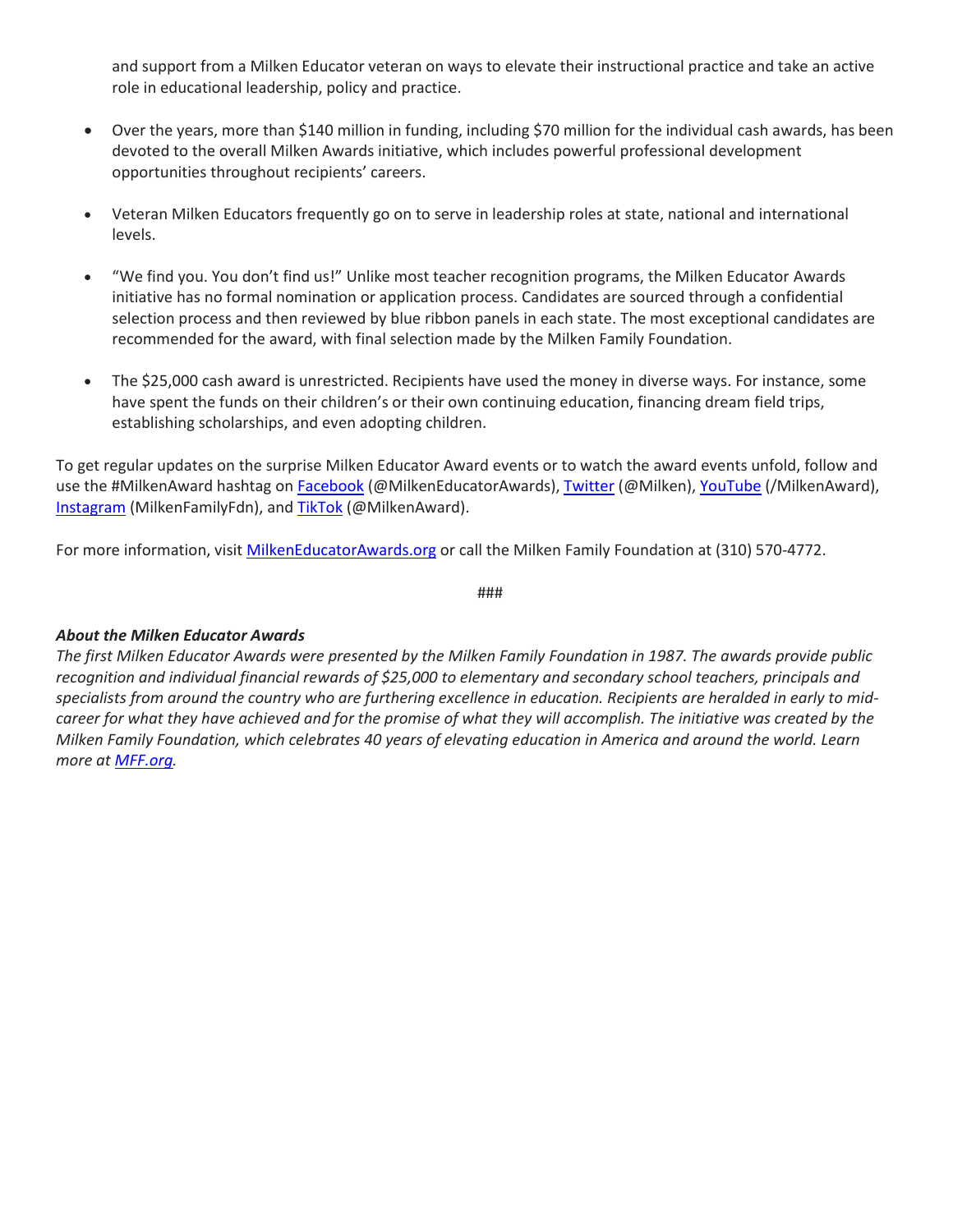and support from a Milken Educator veteran on ways to elevate their instructional practice and take an active role in educational leadership, policy and practice.

- Over the years, more than $140 million in funding, including $70 million for the individual cash awards, has been devoted to the overall Milken Awards initiative, which includes powerful professional development opportunities throughout recipients' careers.

- Veteran Milken Educators frequently go on to serve in leadership roles at state, national and international levels.

- "We find you. You don't find us!" Unlike most teacher recognition programs, the Milken Educator Awards initiative has no formal nomination or application process. Candidates are sourced through a confidential selection process and then reviewed by blue ribbon panels in each state. The most exceptional candidates are recommended for the award, with final selection made by the Milken Family Foundation.

- The $25,000 cash award is unrestricted. Recipients have used the money in diverse ways. For instance, some have spent the funds on their children's or their own continuing education, financing dream field trips, establishing scholarships, and even adopting children.

To get regular updates on the surprise Milken Educator Award events or to watch the award events unfold, follow and use the #MilkenAward hashtag on [Facebook](https://www.facebook.com/MilkenEducatorAwards) (@MilkenEducatorAwards), [Twitter](https://twitter.com/Milken) (@Milken), [YouTube](https://www.youtube.com/MilkenAward) (/MilkenAward), [Instagram](https://www.instagram.com/MilkenFamilyFdn) (MilkenFamilyFdn), and [TikTok](https://www.tiktok.com/@MilkenAward) (@MilkenAward).

For more information, visit [MilkenEducatorAwards.org](http://MilkenEducatorAwards.org) or call the Milken Family Foundation at (310) 570-4772.

###

***About the Milken Educator Awards***

*The first Milken Educator Awards were presented by the Milken Family Foundation in 1987. The awards provide public recognition and individual financial rewards of $25,000 to elementary and secondary school teachers, principals and specialists from around the country who are furthering excellence in education. Recipients are heralded in early to mid-career for what they have achieved and for the promise of what they will accomplish. The initiative was created by the Milken Family Foundation, which celebrates 40 years of elevating education in America and around the world. Learn more at [MFF.org](http://MFF.org).*